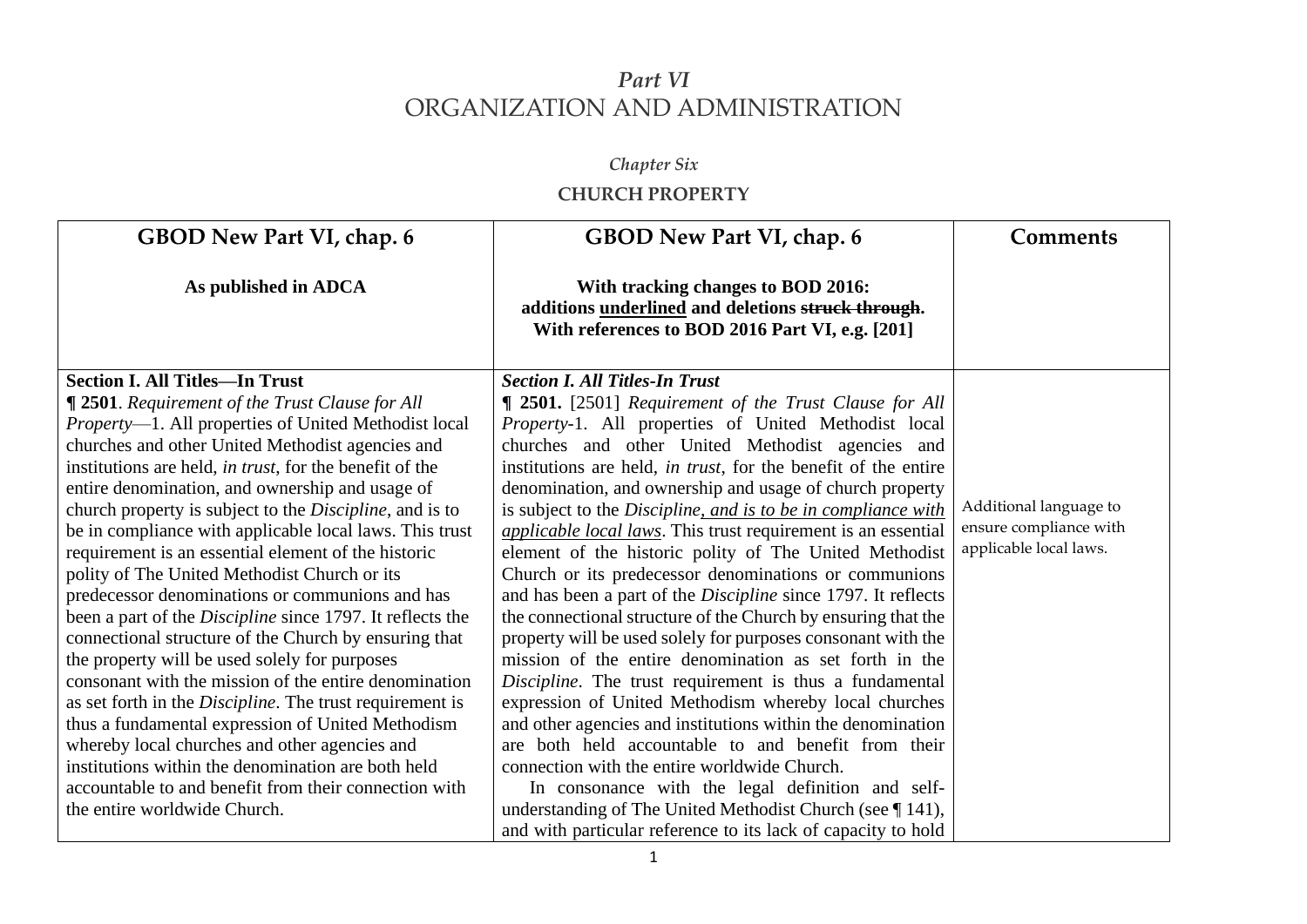# *Part VI*
# ORGANIZATION AND ADMINISTRATION

### *Chapter Six*

### CHURCH PROPERTY

| GBOD New Part VI, chap. 6<br><br>**As published in ADCA** | GBOD New Part VI, chap. 6<br><br>**With tracking changes to BOD 2016: additions <u>underlined</u> and deletions ~~struck through~~. With references to BOD 2016 Part VI, e.g. [201]** | Comments |
|---|---|---|
| **Section I. All Titles—In Trust**<br>**¶ 2501**. *Requirement of the Trust Clause for All Property*—1. All properties of United Methodist local churches and other United Methodist agencies and institutions are held, *in trust*, for the benefit of the entire denomination, and ownership and usage of church property is subject to the *Discipline*, and is to be in compliance with applicable local laws. This trust requirement is an essential element of the historic polity of The United Methodist Church or its predecessor denominations or communions and has been a part of the *Discipline* since 1797. It reflects the connectional structure of the Church by ensuring that the property will be used solely for purposes consonant with the mission of the entire denomination as set forth in the *Discipline*. The trust requirement is thus a fundamental expression of United Methodism whereby local churches and other agencies and institutions within the denomination are both held accountable to and benefit from their connection with the entire worldwide Church. | ***Section I. All Titles-In Trust***<br>**¶ 2501.** [2501] *Requirement of the Trust Clause for All Property*-1. All properties of United Methodist local churches and other United Methodist agencies and institutions are held, *in trust*, for the benefit of the entire denomination, and ownership and usage of church property is subject to the *Discipline*<u>*, and is to be in compliance with applicable local laws*</u>. This trust requirement is an essential element of the historic polity of The United Methodist Church or its predecessor denominations or communions and has been a part of the *Discipline* since 1797. It reflects the connectional structure of the Church by ensuring that the property will be used solely for purposes consonant with the mission of the entire denomination as set forth in the *Discipline*. The trust requirement is thus a fundamental expression of United Methodism whereby local churches and other agencies and institutions within the denomination are both held accountable to and benefit from their connection with the entire worldwide Church.<br>In consonance with the legal definition and self-understanding of The United Methodist Church (see ¶ 141), and with particular reference to its lack of capacity to hold | Additional language to ensure compliance with applicable local laws. |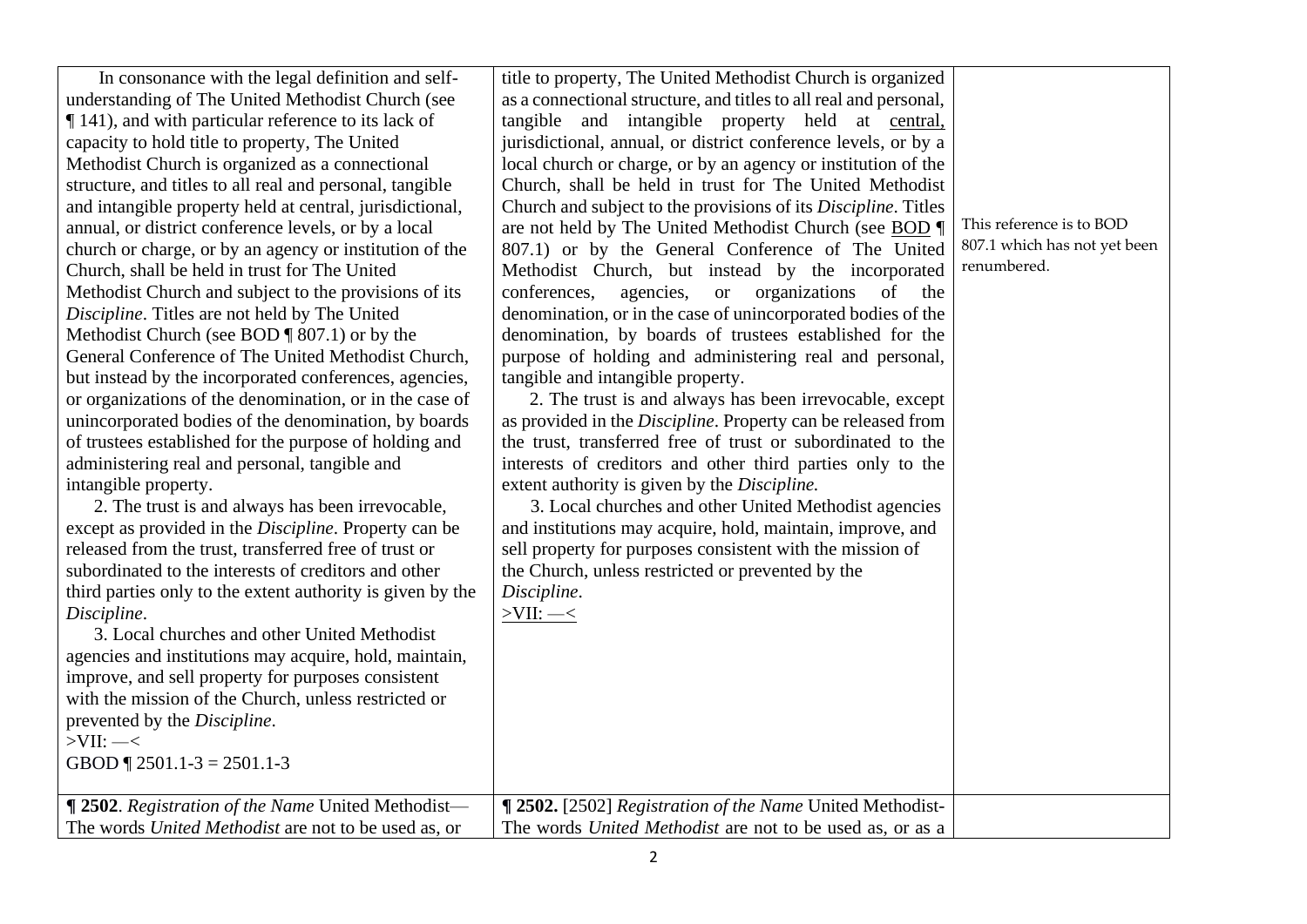| | | |
|---|---|---|
| In consonance with the legal definition and self-understanding of The United Methodist Church (see ¶ 141), and with particular reference to its lack of capacity to hold title to property, The United Methodist Church is organized as a connectional structure, and titles to all real and personal, tangible and intangible property held at central, jurisdictional, annual, or district conference levels, or by a local church or charge, or by an agency or institution of the Church, shall be held in trust for The United Methodist Church and subject to the provisions of its *Discipline*. Titles are not held by The United Methodist Church (see BOD ¶ 807.1) or by the General Conference of The United Methodist Church, but instead by the incorporated conferences, agencies, or organizations of the denomination, or in the case of unincorporated bodies of the denomination, by boards of trustees established for the purpose of holding and administering real and personal, tangible and intangible property.<br>2. The trust is and always has been irrevocable, except as provided in the *Discipline*. Property can be released from the trust, transferred free of trust or subordinated to the interests of creditors and other third parties only to the extent authority is given by the *Discipline*.<br>3. Local churches and other United Methodist agencies and institutions may acquire, hold, maintain, improve, and sell property for purposes consistent with the mission of the Church, unless restricted or prevented by the *Discipline*.<br>>VII: —<<br>GBOD ¶ 2501.1-3 = 2501.1-3 | title to property, The United Methodist Church is organized as a connectional structure, and titles to all real and personal, tangible and intangible property held at <u>central,</u> jurisdictional, annual, or district conference levels, or by a local church or charge, or by an agency or institution of the Church, shall be held in trust for The United Methodist Church and subject to the provisions of its *Discipline*. Titles are not held by The United Methodist Church (see <u>BOD</u> ¶ 807.1) or by the General Conference of The United Methodist Church, but instead by the incorporated conferences, agencies, or organizations of the denomination, or in the case of unincorporated bodies of the denomination, by boards of trustees established for the purpose of holding and administering real and personal, tangible and intangible property.<br>2. The trust is and always has been irrevocable, except as provided in the *Discipline*. Property can be released from the trust, transferred free of trust or subordinated to the interests of creditors and other third parties only to the extent authority is given by the *Discipline.*<br>3. Local churches and other United Methodist agencies and institutions may acquire, hold, maintain, improve, and sell property for purposes consistent with the mission of the Church, unless restricted or prevented by the *Discipline*.<br><u>>VII: —<</u> | This reference is to BOD 807.1 which has not yet been renumbered. |
| **¶ 2502**. *Registration of the Name* United Methodist— The words *United Methodist* are not to be used as, or | **¶ 2502.** [2502] *Registration of the Name* United Methodist- The words *United Methodist* are not to be used as, or as a | |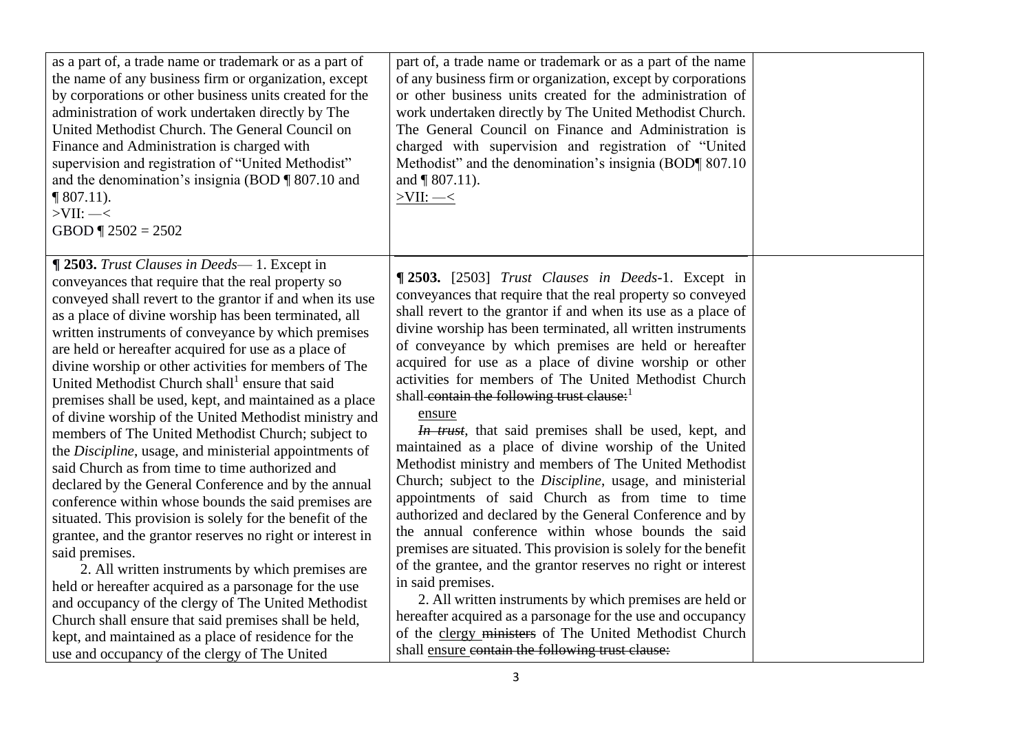| | | |
|---|---|---|
| as a part of, a trade name or trademark or as a part of the name of any business firm or organization, except by corporations or other business units created for the administration of work undertaken directly by The United Methodist Church. The General Council on Finance and Administration is charged with supervision and registration of "United Methodist" and the denomination's insignia (BOD ¶ 807.10 and ¶ 807.11).<br>>VII: —<<br>GBOD ¶ 2502 = 2502 | part of, a trade name or trademark or as a part of the name of any business firm or organization, except by corporations or other business units created for the administration of work undertaken directly by The United Methodist Church. The General Council on Finance and Administration is charged with supervision and registration of "United Methodist" and the denomination's insignia (BOD¶ 807.10 and ¶ 807.11).<br><u>>VII: —<</u> | |
| **¶ 2503.** *Trust Clauses in Deeds*— 1. Except in conveyances that require that the real property so conveyed shall revert to the grantor if and when its use as a place of divine worship has been terminated, all written instruments of conveyance by which premises are held or hereafter acquired for use as a place of divine worship or other activities for members of The United Methodist Church shall[1] ensure that said premises shall be used, kept, and maintained as a place of divine worship of the United Methodist ministry and members of The United Methodist Church; subject to the *Discipline*, usage, and ministerial appointments of said Church as from time to time authorized and declared by the General Conference and by the annual conference within whose bounds the said premises are situated. This provision is solely for the benefit of the grantee, and the grantor reserves no right or interest in said premises.<br>2. All written instruments by which premises are held or hereafter acquired as a parsonage for the use and occupancy of the clergy of The United Methodist Church shall ensure that said premises shall be held, kept, and maintained as a place of residence for the use and occupancy of the clergy of The United | **¶ 2503.** [2503] *Trust Clauses in Deeds*-1. Except in conveyances that require that the real property so conveyed shall revert to the grantor if and when its use as a place of divine worship has been terminated, all written instruments of conveyance by which premises are held or hereafter acquired for use as a place of divine worship or other activities for members of The United Methodist Church shall ~~contain the following trust clause:~~[1]<br><u>ensure</u><br>~~*In trust*~~, that said premises shall be used, kept, and maintained as a place of divine worship of the United Methodist ministry and members of The United Methodist Church; subject to the *Discipline*, usage, and ministerial appointments of said Church as from time to time authorized and declared by the General Conference and by the annual conference within whose bounds the said premises are situated. This provision is solely for the benefit of the grantee, and the grantor reserves no right or interest in said premises.<br>2. All written instruments by which premises are held or hereafter acquired as a parsonage for the use and occupancy of the <u>clergy</u> ~~ministers~~ of The United Methodist Church shall <u>ensure</u> ~~contain the following trust clause:~~ | |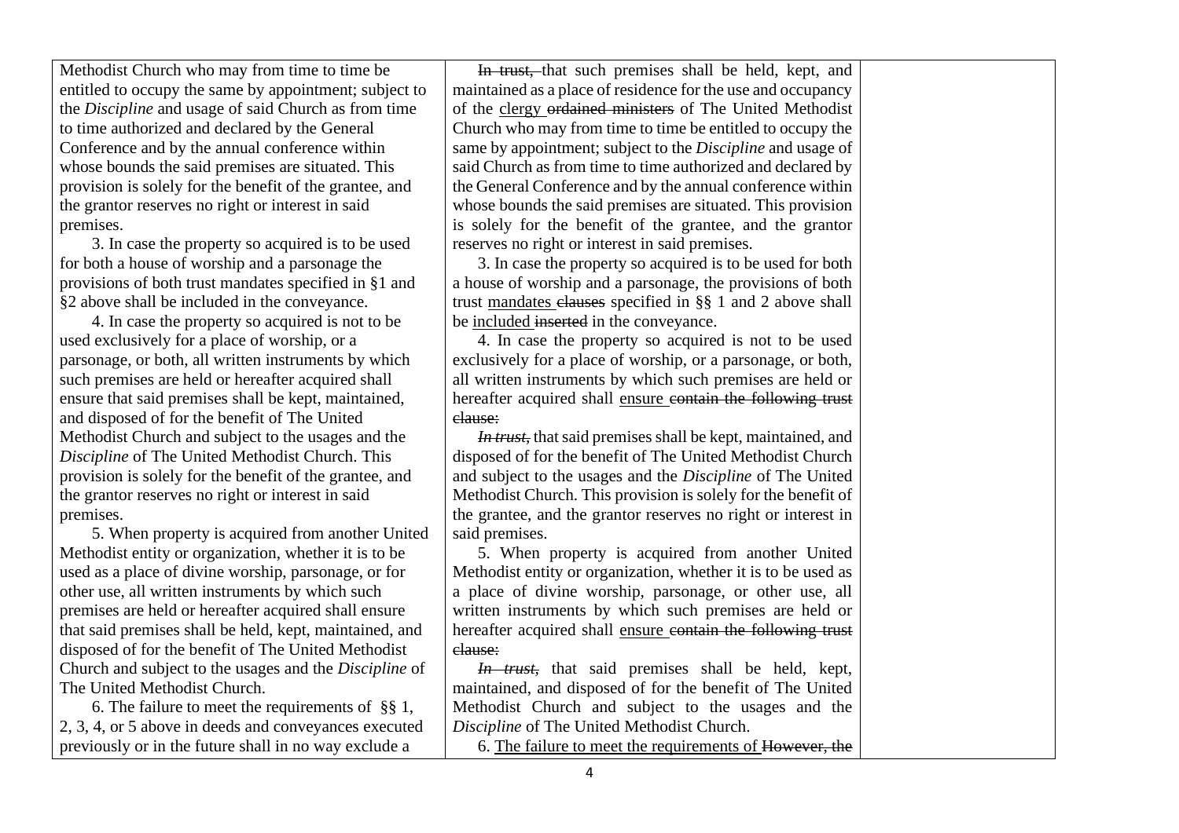| | | |
|---|---|---|
| Methodist Church who may from time to time be entitled to occupy the same by appointment; subject to the *Discipline* and usage of said Church as from time to time authorized and declared by the General Conference and by the annual conference within whose bounds the said premises are situated. This provision is solely for the benefit of the grantee, and the grantor reserves no right or interest in said premises.<br><br>3. In case the property so acquired is to be used for both a house of worship and a parsonage the provisions of both trust mandates specified in §1 and §2 above shall be included in the conveyance.<br><br>4. In case the property so acquired is not to be used exclusively for a place of worship, or a parsonage, or both, all written instruments by which such premises are held or hereafter acquired shall ensure that said premises shall be kept, maintained, and disposed of for the benefit of The United Methodist Church and subject to the usages and the *Discipline* of The United Methodist Church. This provision is solely for the benefit of the grantee, and the grantor reserves no right or interest in said premises.<br><br>5. When property is acquired from another United Methodist entity or organization, whether it is to be used as a place of divine worship, parsonage, or for other use, all written instruments by which such premises are held or hereafter acquired shall ensure that said premises shall be held, kept, maintained, and disposed of for the benefit of The United Methodist Church and subject to the usages and the *Discipline* of The United Methodist Church.<br><br>6. The failure to meet the requirements of §§ 1, 2, 3, 4, or 5 above in deeds and conveyances executed previously or in the future shall in no way exclude a | ~~In trust,~~ that such premises shall be held, kept, and maintained as a place of residence for the use and occupancy of the <u>clergy</u> ~~ordained ministers~~ of The United Methodist Church who may from time to time be entitled to occupy the same by appointment; subject to the *Discipline* and usage of said Church as from time to time authorized and declared by the General Conference and by the annual conference within whose bounds the said premises are situated. This provision is solely for the benefit of the grantee, and the grantor reserves no right or interest in said premises.<br><br>3. In case the property so acquired is to be used for both a house of worship and a parsonage, the provisions of both trust <u>mandates</u> ~~clauses~~ specified in §§ 1 and 2 above shall be <u>included</u> ~~inserted~~ in the conveyance.<br><br>4. In case the property so acquired is not to be used exclusively for a place of worship, or a parsonage, or both, all written instruments by which such premises are held or hereafter acquired shall <u>ensure</u> ~~contain the following trust clause:~~<br><br>~~*In trust,*~~ that said premises shall be kept, maintained, and disposed of for the benefit of The United Methodist Church and subject to the usages and the *Discipline* of The United Methodist Church. This provision is solely for the benefit of the grantee, and the grantor reserves no right or interest in said premises.<br><br>5. When property is acquired from another United Methodist entity or organization, whether it is to be used as a place of divine worship, parsonage, or other use, all written instruments by which such premises are held or hereafter acquired shall <u>ensure</u> ~~contain the following trust clause:~~<br><br>~~*In trust,*~~ that said premises shall be held, kept, maintained, and disposed of for the benefit of The United Methodist Church and subject to the usages and the *Discipline* of The United Methodist Church.<br><br>6. <u>The failure to meet the requirements of</u> ~~However, the~~ | |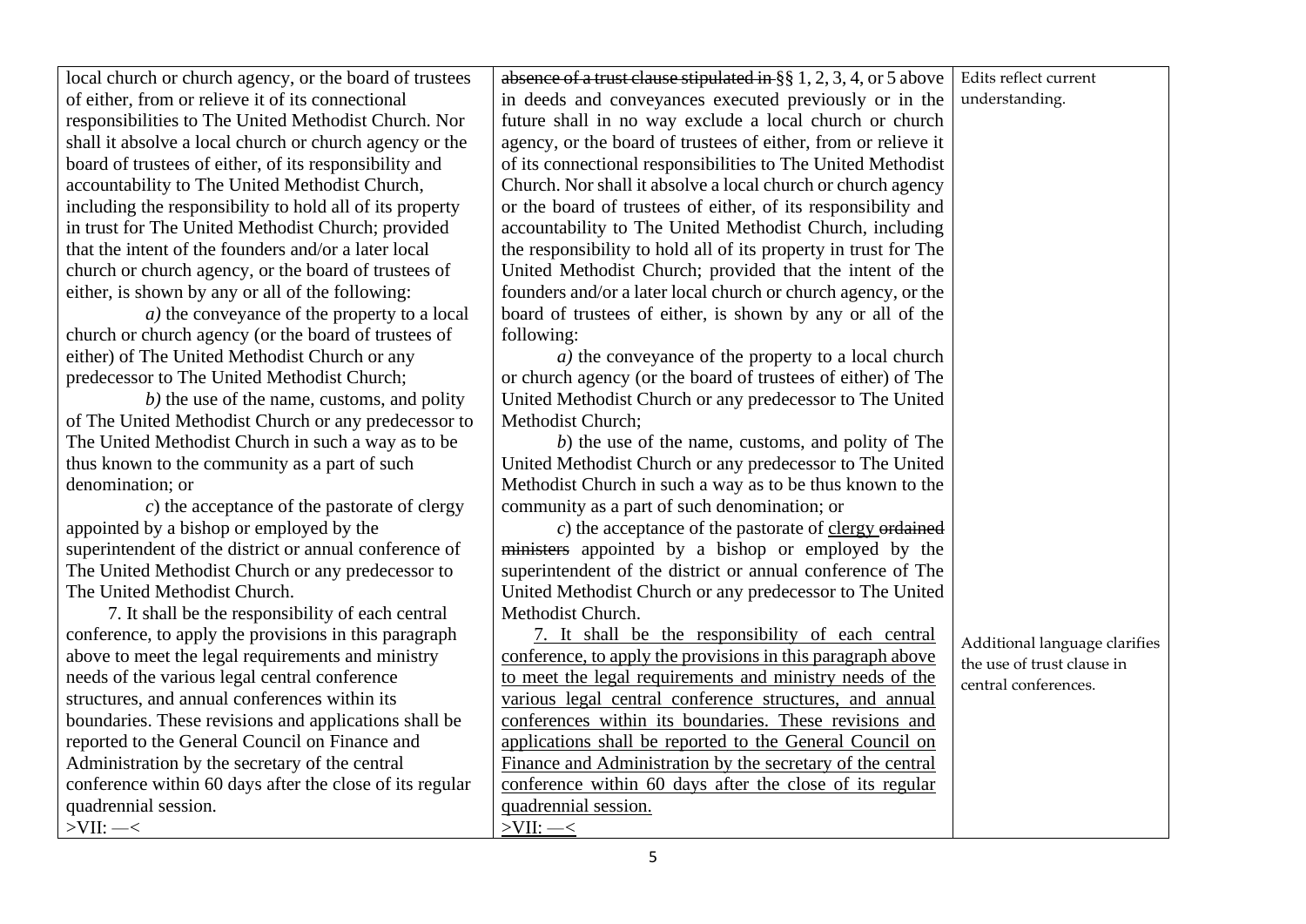| | | |
|---|---|---|
| local church or church agency, or the board of trustees of either, from or relieve it of its connectional responsibilities to The United Methodist Church. Nor shall it absolve a local church or church agency or the board of trustees of either, of its responsibility and accountability to The United Methodist Church, including the responsibility to hold all of its property in trust for The United Methodist Church; provided that the intent of the founders and/or a later local church or church agency, or the board of trustees of either, is shown by any or all of the following:<br>*a)* the conveyance of the property to a local church or church agency (or the board of trustees of either) of The United Methodist Church or any predecessor to The United Methodist Church;<br>*b)* the use of the name, customs, and polity of The United Methodist Church or any predecessor to The United Methodist Church in such a way as to be thus known to the community as a part of such denomination; or<br>*c*) the acceptance of the pastorate of clergy appointed by a bishop or employed by the superintendent of the district or annual conference of The United Methodist Church or any predecessor to The United Methodist Church.<br>7. It shall be the responsibility of each central conference, to apply the provisions in this paragraph above to meet the legal requirements and ministry needs of the various legal central conference structures, and annual conferences within its boundaries. These revisions and applications shall be reported to the General Council on Finance and Administration by the secretary of the central conference within 60 days after the close of its regular quadrennial session.<br>>VII: —< | ~~absence of a trust clause stipulated in~~ §§ 1, 2, 3, 4, or 5 above in deeds and conveyances executed previously or in the future shall in no way exclude a local church or church agency, or the board of trustees of either, from or relieve it of its connectional responsibilities to The United Methodist Church. Nor shall it absolve a local church or church agency or the board of trustees of either, of its responsibility and accountability to The United Methodist Church, including the responsibility to hold all of its property in trust for The United Methodist Church; provided that the intent of the founders and/or a later local church or church agency, or the board of trustees of either, is shown by any or all of the following:<br>*a)* the conveyance of the property to a local church or church agency (or the board of trustees of either) of The United Methodist Church or any predecessor to The United Methodist Church;<br>*b*) the use of the name, customs, and polity of The United Methodist Church or any predecessor to The United Methodist Church in such a way as to be thus known to the community as a part of such denomination; or<br>*c*) the acceptance of the pastorate of <u>clergy</u> ~~ordained ministers~~ appointed by a bishop or employed by the superintendent of the district or annual conference of The United Methodist Church or any predecessor to The United Methodist Church.<br><u>7. It shall be the responsibility of each central conference, to apply the provisions in this paragraph above to meet the legal requirements and ministry needs of the various legal central conference structures, and annual conferences within its boundaries. These revisions and applications shall be reported to the General Council on Finance and Administration by the secretary of the central conference within 60 days after the close of its regular quadrennial session.</u><br><u>>VII: —<</u> | Edits reflect current understanding.<br><br>Additional language clarifies the use of trust clause in central conferences. |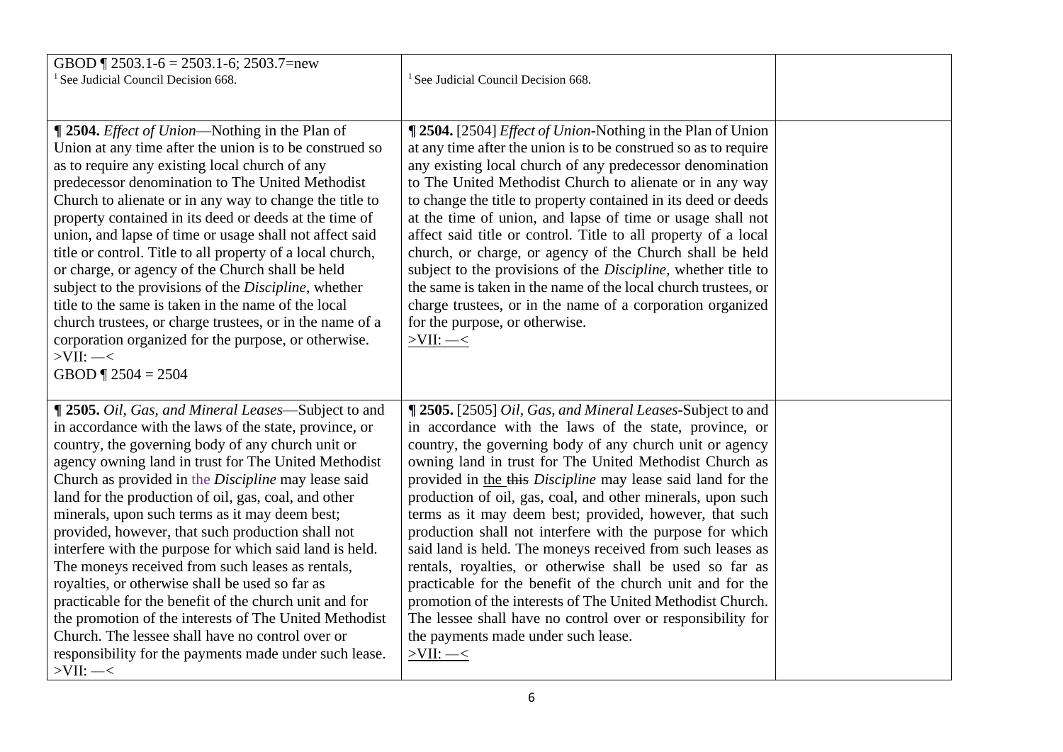| | | |
|---|---|---|
| GBOD ¶ 2503.1-6 = 2503.1-6; 2503.7=new<br>[1] See Judicial Council Decision 668. | [1] See Judicial Council Decision 668. | |
| **¶ 2504.** *Effect of Union*—Nothing in the Plan of Union at any time after the union is to be construed so as to require any existing local church of any predecessor denomination to The United Methodist Church to alienate or in any way change the title to property contained in its deed or deeds at the time of union, and lapse of time or usage shall not affect said title or control. Title to all property of a local church, or charge, or agency of the Church shall be held subject to the provisions of the *Discipline*, whether title to the same is taken in the name of the local church trustees, or charge trustees, or in the name of a corporation organized for the purpose, or otherwise.<br>>VII: —<<br>GBOD ¶ 2504 = 2504 | **¶ 2504.** [2504] *Effect of Union*-Nothing in the Plan of Union at any time after the union is to be construed so as to require any existing local church of any predecessor denomination to The United Methodist Church to alienate or in any way to change the title to property contained in its deed or deeds at the time of union, and lapse of time or usage shall not affect said title or control. Title to all property of a local church, or charge, or agency of the Church shall be held subject to the provisions of the *Discipline*, whether title to the same is taken in the name of the local church trustees, or charge trustees, or in the name of a corporation organized for the purpose, or otherwise.<br><u>>VII: —<</u> | |
| **¶ 2505.** *Oil, Gas, and Mineral Leases*—Subject to and in accordance with the laws of the state, province, or country, the governing body of any church unit or agency owning land in trust for The United Methodist Church as provided in the *Discipline* may lease said land for the production of oil, gas, coal, and other minerals, upon such terms as it may deem best; provided, however, that such production shall not interfere with the purpose for which said land is held. The moneys received from such leases as rentals, royalties, or otherwise shall be used so far as practicable for the benefit of the church unit and for the promotion of the interests of The United Methodist Church. The lessee shall have no control over or responsibility for the payments made under such lease.<br>>VII: —< | **¶ 2505.** [2505] *Oil, Gas, and Mineral Leases*-Subject to and in accordance with the laws of the state, province, or country, the governing body of any church unit or agency owning land in trust for The United Methodist Church as provided in <u>the</u> ~~this~~ *Discipline* may lease said land for the production of oil, gas, coal, and other minerals, upon such terms as it may deem best; provided, however, that such production shall not interfere with the purpose for which said land is held. The moneys received from such leases as rentals, royalties, or otherwise shall be used so far as practicable for the benefit of the church unit and for the promotion of the interests of The United Methodist Church. The lessee shall have no control over or responsibility for the payments made under such lease.<br><u>>VII: —<</u> | |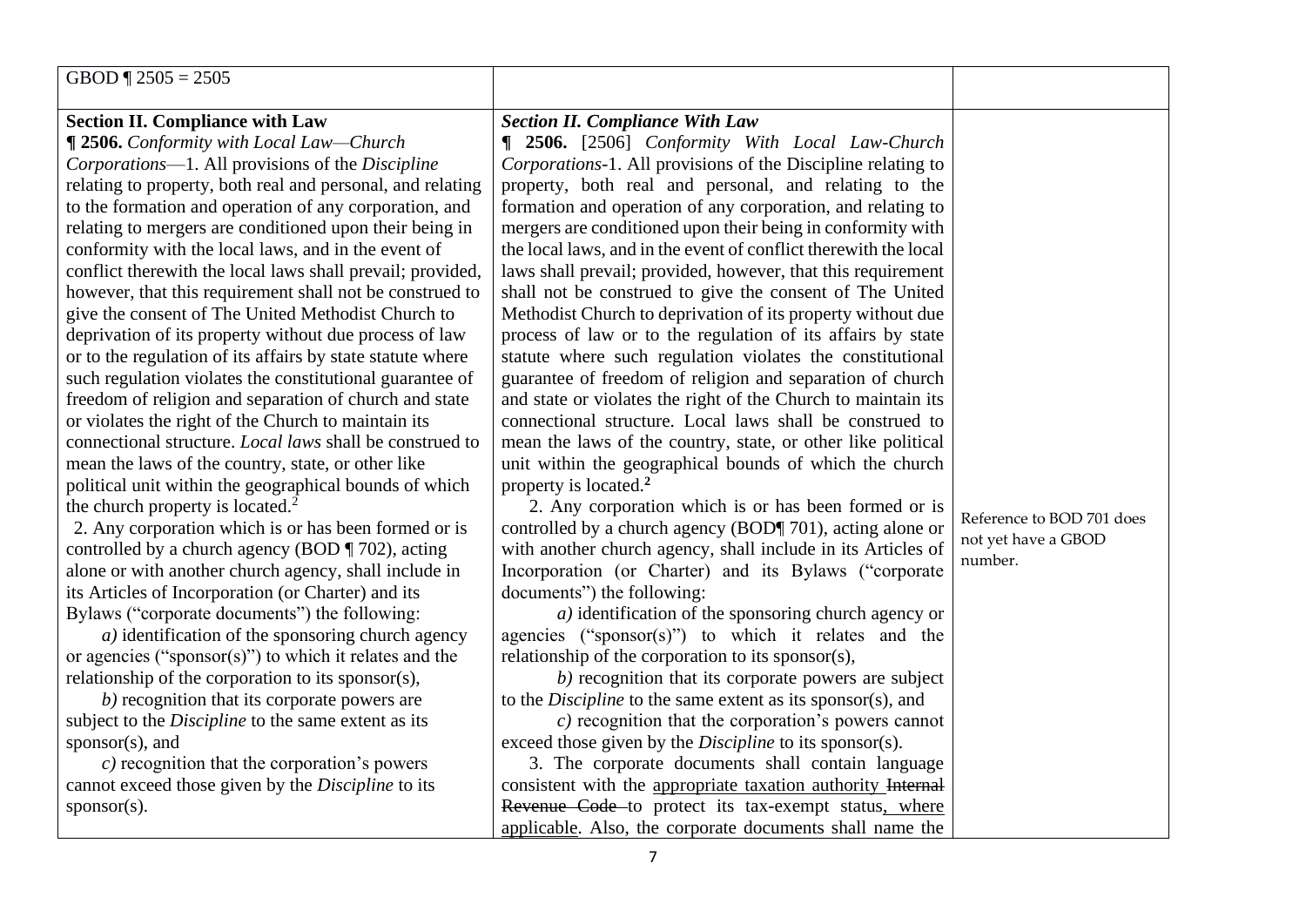| GBOD ¶ 2505 = 2505 | | |
|---|---|---|
| **Section II. Compliance with Law**<br>**¶ 2506.** *Conformity with Local Law—Church Corporations*—1. All provisions of the *Discipline* relating to property, both real and personal, and relating to the formation and operation of any corporation, and relating to mergers are conditioned upon their being in conformity with the local laws, and in the event of conflict therewith the local laws shall prevail; provided, however, that this requirement shall not be construed to give the consent of The United Methodist Church to deprivation of its property without due process of law or to the regulation of its affairs by state statute where such regulation violates the constitutional guarantee of freedom of religion and separation of church and state or violates the right of the Church to maintain its connectional structure. *Local laws* shall be construed to mean the laws of the country, state, or other like political unit within the geographical bounds of which the church property is located.[2]<br>2. Any corporation which is or has been formed or is controlled by a church agency (BOD ¶ 702), acting alone or with another church agency, shall include in its Articles of Incorporation (or Charter) and its Bylaws ("corporate documents") the following:<br>*a)* identification of the sponsoring church agency or agencies ("sponsor(s)") to which it relates and the relationship of the corporation to its sponsor(s),<br>*b)* recognition that its corporate powers are subject to the *Discipline* to the same extent as its sponsor(s), and<br>*c)* recognition that the corporation's powers cannot exceed those given by the *Discipline* to its sponsor(s). | ***Section II. Compliance With Law***<br>**¶ 2506.** [2506] *Conformity With Local Law-Church Corporations*-1. All provisions of the Discipline relating to property, both real and personal, and relating to the formation and operation of any corporation, and relating to mergers are conditioned upon their being in conformity with the local laws, and in the event of conflict therewith the local laws shall prevail; provided, however, that this requirement shall not be construed to give the consent of The United Methodist Church to deprivation of its property without due process of law or to the regulation of its affairs by state statute where such regulation violates the constitutional guarantee of freedom of religion and separation of church and state or violates the right of the Church to maintain its connectional structure. Local laws shall be construed to mean the laws of the country, state, or other like political unit within the geographical bounds of which the church property is located.[2]<br>2. Any corporation which is or has been formed or is controlled by a church agency (BOD¶ 701), acting alone or with another church agency, shall include in its Articles of Incorporation (or Charter) and its Bylaws ("corporate documents") the following:<br>*a)* identification of the sponsoring church agency or agencies ("sponsor(s)") to which it relates and the relationship of the corporation to its sponsor(s),<br>*b)* recognition that its corporate powers are subject to the *Discipline* to the same extent as its sponsor(s), and<br>*c)* recognition that the corporation's powers cannot exceed those given by the *Discipline* to its sponsor(s).<br>3. The corporate documents shall contain language consistent with the <u>appropriate taxation authority</u> ~~Internal Revenue Code~~ to protect its tax-exempt status<u>, where applicable</u>. Also, the corporate documents shall name the | Reference to BOD 701 does not yet have a GBOD number. |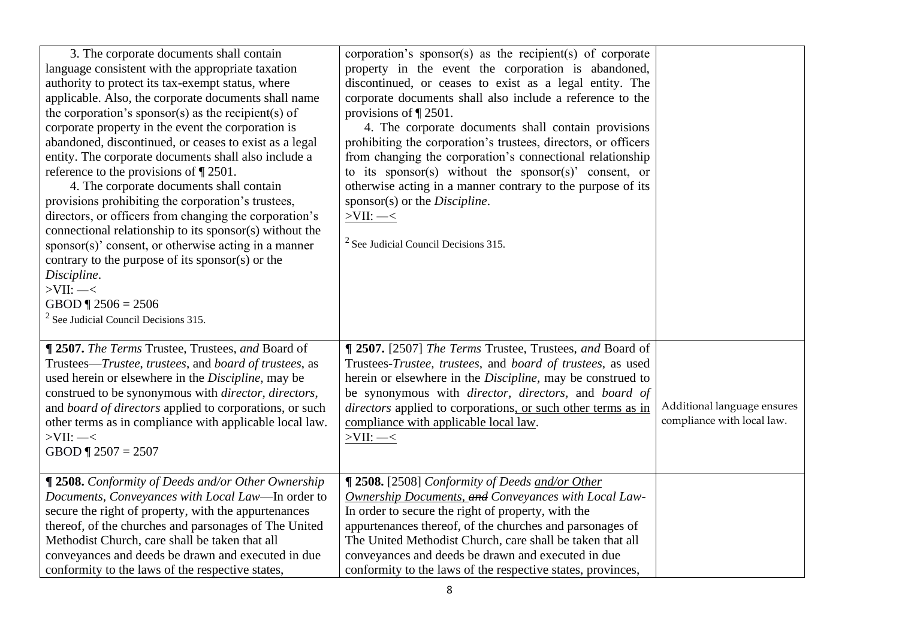| | | |
|---|---|---|
| 3. The corporate documents shall contain language consistent with the appropriate taxation authority to protect its tax-exempt status, where applicable. Also, the corporate documents shall name the corporation's sponsor(s) as the recipient(s) of corporate property in the event the corporation is abandoned, discontinued, or ceases to exist as a legal entity. The corporate documents shall also include a reference to the provisions of ¶ 2501.<br>4. The corporate documents shall contain provisions prohibiting the corporation's trustees, directors, or officers from changing the corporation's connectional relationship to its sponsor(s) without the sponsor(s)' consent, or otherwise acting in a manner contrary to the purpose of its sponsor(s) or the *Discipline*.<br>>VII: —<<br>GBOD ¶ 2506 = 2506<br>[2] See Judicial Council Decisions 315. | corporation's sponsor(s) as the recipient(s) of corporate property in the event the corporation is abandoned, discontinued, or ceases to exist as a legal entity. The corporate documents shall also include a reference to the provisions of ¶ 2501.<br>4. The corporate documents shall contain provisions prohibiting the corporation's trustees, directors, or officers from changing the corporation's connectional relationship to its sponsor(s) without the sponsor(s)' consent, or otherwise acting in a manner contrary to the purpose of its sponsor(s) or the *Discipline*.<br><u>>VII: —<</u><br>[2] See Judicial Council Decisions 315. | |
| **¶ 2507.** *The Terms* Trustee, Trustees, *and* Board of Trustees—*Trustee*, *trustees*, and *board of trustees*, as used herein or elsewhere in the *Discipline*, may be construed to be synonymous with *director*, *directors*, and *board of directors* applied to corporations, or such other terms as in compliance with applicable local law.<br>>VII: —<<br>GBOD ¶ 2507 = 2507 | **¶ 2507.** [2507] *The Terms* Trustee, Trustees, *and* Board of Trustees-*Trustee, trustees*, and *board of trustees,* as used herein or elsewhere in the *Discipline*, may be construed to be synonymous with *director, directors,* and *board of directors* applied to corporations<u>, or such other terms as in compliance with applicable local law</u>.<br><u>>VII: —<</u> | Additional language ensures compliance with local law. |
| **¶ 2508.** *Conformity of Deeds and/or Other Ownership Documents, Conveyances with Local Law*—In order to secure the right of property, with the appurtenances thereof, of the churches and parsonages of The United Methodist Church, care shall be taken that all conveyances and deeds be drawn and executed in due conformity to the laws of the respective states, | **¶ 2508.** [2508] *Conformity of Deeds <u>and/or Other Ownership Documents,</u> ~~and~~ Conveyances with Local Law*- In order to secure the right of property, with the appurtenances thereof, of the churches and parsonages of The United Methodist Church, care shall be taken that all conveyances and deeds be drawn and executed in due conformity to the laws of the respective states, provinces, | |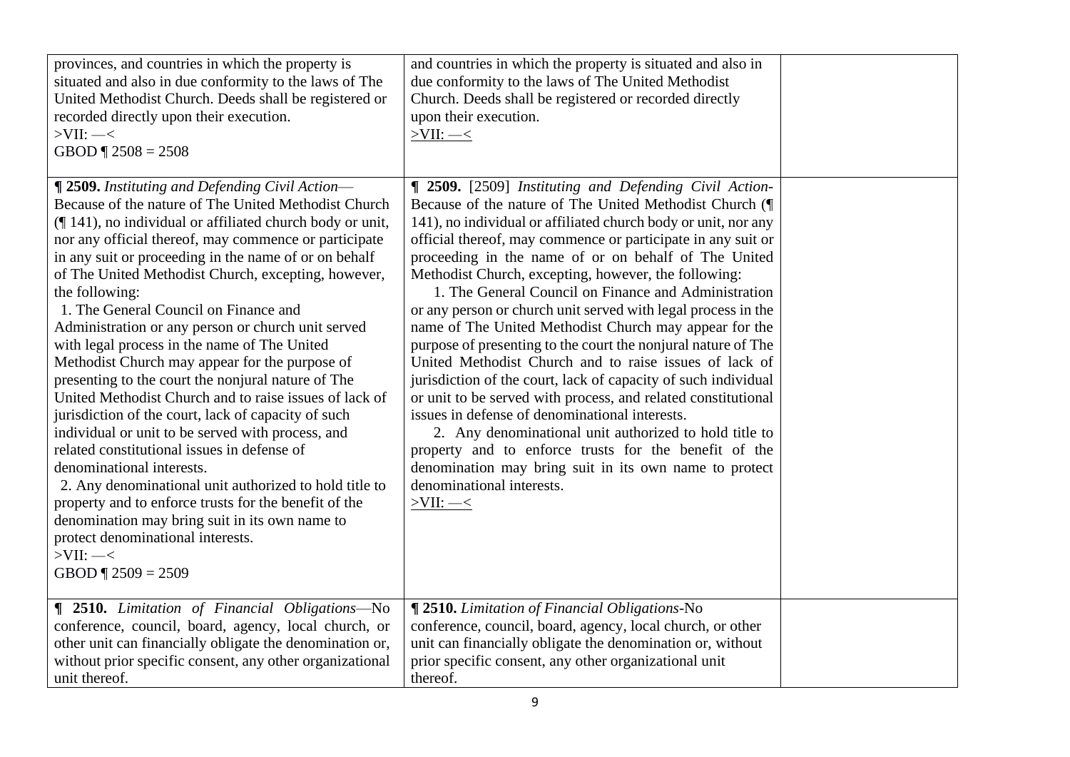| | | |
|---|---|---|
| provinces, and countries in which the property is situated and also in due conformity to the laws of The United Methodist Church. Deeds shall be registered or recorded directly upon their execution.<br>>VII: —<<br>GBOD ¶ 2508 = 2508 | and countries in which the property is situated and also in due conformity to the laws of The United Methodist Church. Deeds shall be registered or recorded directly upon their execution.<br><u>>VII: —<</u> | |
| **¶ 2509.** *Instituting and Defending Civil Action*—Because of the nature of The United Methodist Church (¶ 141), no individual or affiliated church body or unit, nor any official thereof, may commence or participate in any suit or proceeding in the name of or on behalf of The United Methodist Church, excepting, however, the following:<br>1. The General Council on Finance and Administration or any person or church unit served with legal process in the name of The United Methodist Church may appear for the purpose of presenting to the court the nonjural nature of The United Methodist Church and to raise issues of lack of jurisdiction of the court, lack of capacity of such individual or unit to be served with process, and related constitutional issues in defense of denominational interests.<br>2. Any denominational unit authorized to hold title to property and to enforce trusts for the benefit of the denomination may bring suit in its own name to protect denominational interests.<br>>VII: —<<br>GBOD ¶ 2509 = 2509 | **¶ 2509.** [2509] *Instituting and Defending Civil Action*-Because of the nature of The United Methodist Church (¶ 141), no individual or affiliated church body or unit, nor any official thereof, may commence or participate in any suit or proceeding in the name of or on behalf of The United Methodist Church, excepting, however, the following:<br>1. The General Council on Finance and Administration or any person or church unit served with legal process in the name of The United Methodist Church may appear for the purpose of presenting to the court the nonjural nature of The United Methodist Church and to raise issues of lack of jurisdiction of the court, lack of capacity of such individual or unit to be served with process, and related constitutional issues in defense of denominational interests.<br>2. Any denominational unit authorized to hold title to property and to enforce trusts for the benefit of the denomination may bring suit in its own name to protect denominational interests.<br><u>>VII: —<</u> | |
| **¶ 2510.** *Limitation of Financial Obligations*—No conference, council, board, agency, local church, or other unit can financially obligate the denomination or, without prior specific consent, any other organizational unit thereof. | **¶ 2510.** *Limitation of Financial Obligations*-No conference, council, board, agency, local church, or other unit can financially obligate the denomination or, without prior specific consent, any other organizational unit thereof. | |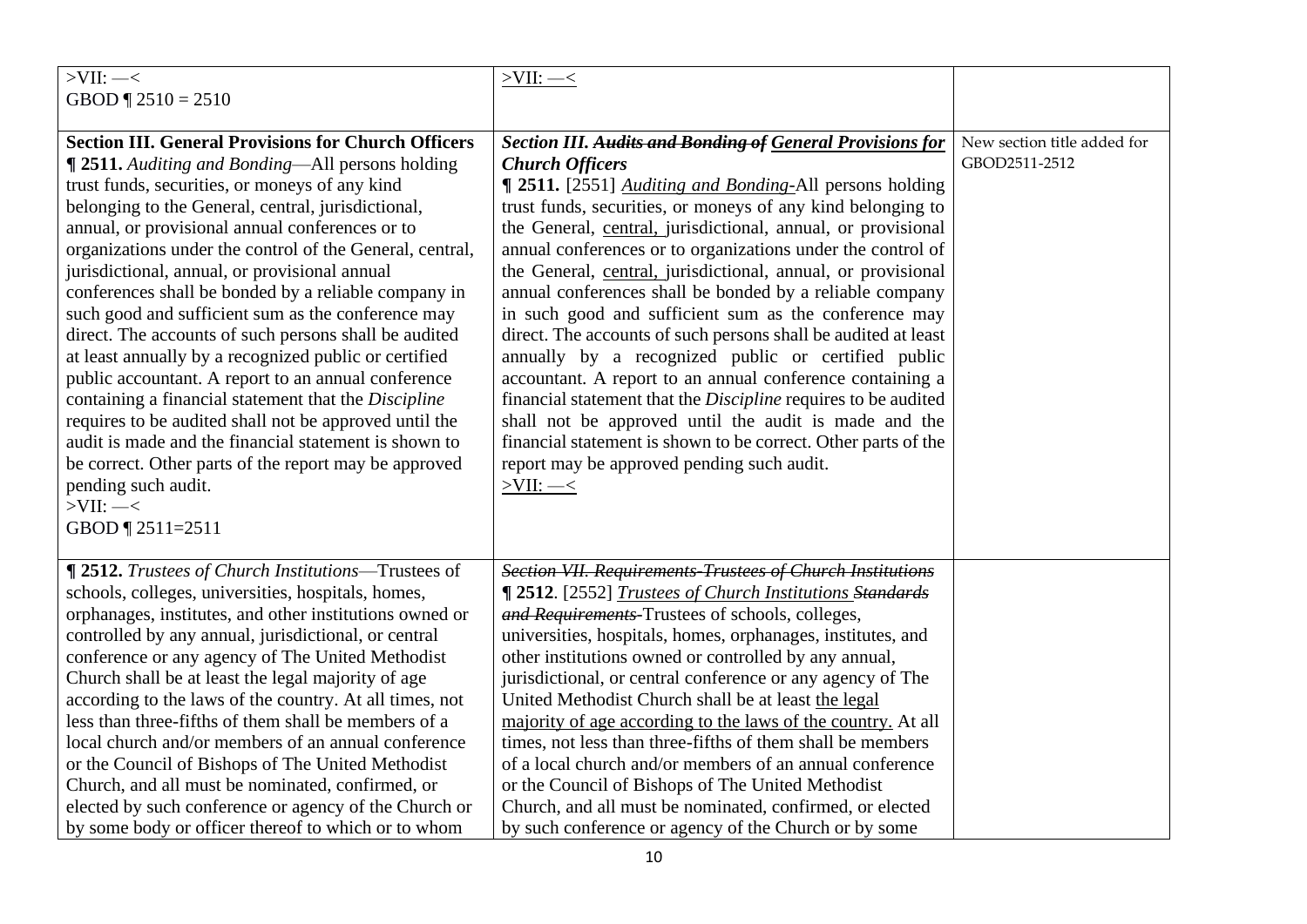| | | |
|---|---|---|
| >VII: —<<br>GBOD ¶ 2510 = 2510 | <u>>VII: —<</u> | |
| **Section III. General Provisions for Church Officers**<br>**¶ 2511.** *Auditing and Bonding*—All persons holding trust funds, securities, or moneys of any kind belonging to the General, central, jurisdictional, annual, or provisional annual conferences or to organizations under the control of the General, central, jurisdictional, annual, or provisional annual conferences shall be bonded by a reliable company in such good and sufficient sum as the conference may direct. The accounts of such persons shall be audited at least annually by a recognized public or certified public accountant. A report to an annual conference containing a financial statement that the *Discipline* requires to be audited shall not be approved until the audit is made and the financial statement is shown to be correct. Other parts of the report may be approved pending such audit.<br>>VII: —<<br>GBOD ¶ 2511=2511 | ***Section III. ~~Audits and Bonding of~~ <u>General Provisions for</u> Church Officers***<br>**¶ 2511.** [2551] <u>*Auditing and Bonding*-</u>All persons holding trust funds, securities, or moneys of any kind belonging to the General, <u>central,</u> jurisdictional, annual, or provisional annual conferences or to organizations under the control of the General, <u>central,</u> jurisdictional, annual, or provisional annual conferences shall be bonded by a reliable company in such good and sufficient sum as the conference may direct. The accounts of such persons shall be audited at least annually by a recognized public or certified public accountant. A report to an annual conference containing a financial statement that the *Discipline* requires to be audited shall not be approved until the audit is made and the financial statement is shown to be correct. Other parts of the report may be approved pending such audit.<br><u>>VII: —<</u> | New section title added for GBOD2511-2512 |
| **¶ 2512.** *Trustees of Church Institutions*—Trustees of schools, colleges, universities, hospitals, homes, orphanages, institutes, and other institutions owned or controlled by any annual, jurisdictional, or central conference or any agency of The United Methodist Church shall be at least the legal majority of age according to the laws of the country. At all times, not less than three-fifths of them shall be members of a local church and/or members of an annual conference or the Council of Bishops of The United Methodist Church, and all must be nominated, confirmed, or elected by such conference or agency of the Church or by some body or officer thereof to which or to whom | ~~*Section VII. Requirements-Trustees of Church Institutions*~~<br>**¶ 2512**. [2552] <u>*Trustees of Church Institutions*</u> ~~*Standards and Requirements*~~-Trustees of schools, colleges, universities, hospitals, homes, orphanages, institutes, and other institutions owned or controlled by any annual, jurisdictional, or central conference or any agency of The United Methodist Church shall be at least <u>the legal majority of age according to the laws of the country.</u> At all times, not less than three-fifths of them shall be members of a local church and/or members of an annual conference or the Council of Bishops of The United Methodist Church, and all must be nominated, confirmed, or elected by such conference or agency of the Church or by some | |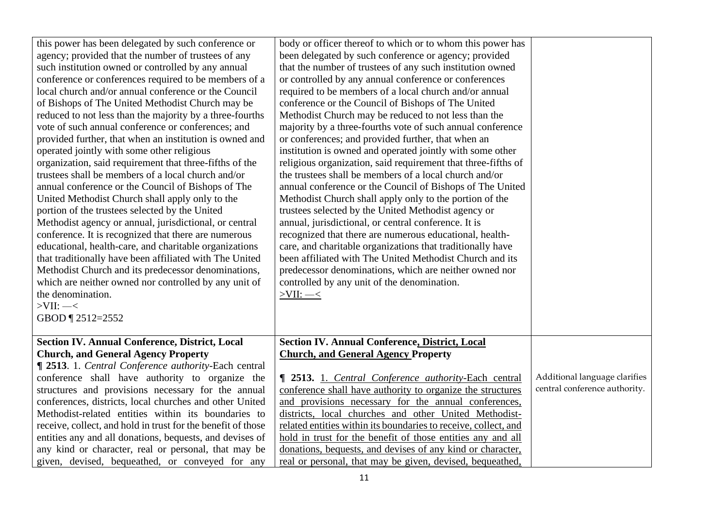| | | |
|---|---|---|
| this power has been delegated by such conference or agency; provided that the number of trustees of any such institution owned or controlled by any annual conference or conferences required to be members of a local church and/or annual conference or the Council of Bishops of The United Methodist Church may be reduced to not less than the majority by a three-fourths vote of such annual conference or conferences; and provided further, that when an institution is owned and operated jointly with some other religious organization, said requirement that three-fifths of the trustees shall be members of a local church and/or annual conference or the Council of Bishops of The United Methodist Church shall apply only to the portion of the trustees selected by the United Methodist agency or annual, jurisdictional, or central conference. It is recognized that there are numerous educational, health-care, and charitable organizations that traditionally have been affiliated with The United Methodist Church and its predecessor denominations, which are neither owned nor controlled by any unit of the denomination.<br>>VII: —<<br>GBOD ¶ 2512=2552 | body or officer thereof to which or to whom this power has been delegated by such conference or agency; provided that the number of trustees of any such institution owned or controlled by any annual conference or conferences required to be members of a local church and/or annual conference or the Council of Bishops of The United Methodist Church may be reduced to not less than the majority by a three-fourths vote of such annual conference or conferences; and provided further, that when an institution is owned and operated jointly with some other religious organization, said requirement that three-fifths of the trustees shall be members of a local church and/or annual conference or the Council of Bishops of The United Methodist Church shall apply only to the portion of the trustees selected by the United Methodist agency or annual, jurisdictional, or central conference. It is recognized that there are numerous educational, health-care, and charitable organizations that traditionally have been affiliated with The United Methodist Church and its predecessor denominations, which are neither owned nor controlled by any unit of the denomination.<br>>VII: —< | |
| **Section IV. Annual Conference, District, Local Church, and General Agency Property**<br>**¶ 2513**. 1. *Central Conference authority*-Each central conference shall have authority to organize the structures and provisions necessary for the annual conferences, districts, local churches and other United Methodist-related entities within its boundaries to receive, collect, and hold in trust for the benefit of those entities any and all donations, bequests, and devises of any kind or character, real or personal, that may be given, devised, bequeathed, or conveyed for any | **Section IV. Annual Conference, District, Local Church, and General Agency Property**<br><br>**¶ 2513.** 1. *Central Conference authority*-Each central conference shall have authority to organize the structures and provisions necessary for the annual conferences, districts, local churches and other United Methodist-related entities within its boundaries to receive, collect, and hold in trust for the benefit of those entities any and all donations, bequests, and devises of any kind or character, real or personal, that may be given, devised, bequeathed, | Additional language clarifies central conference authority. |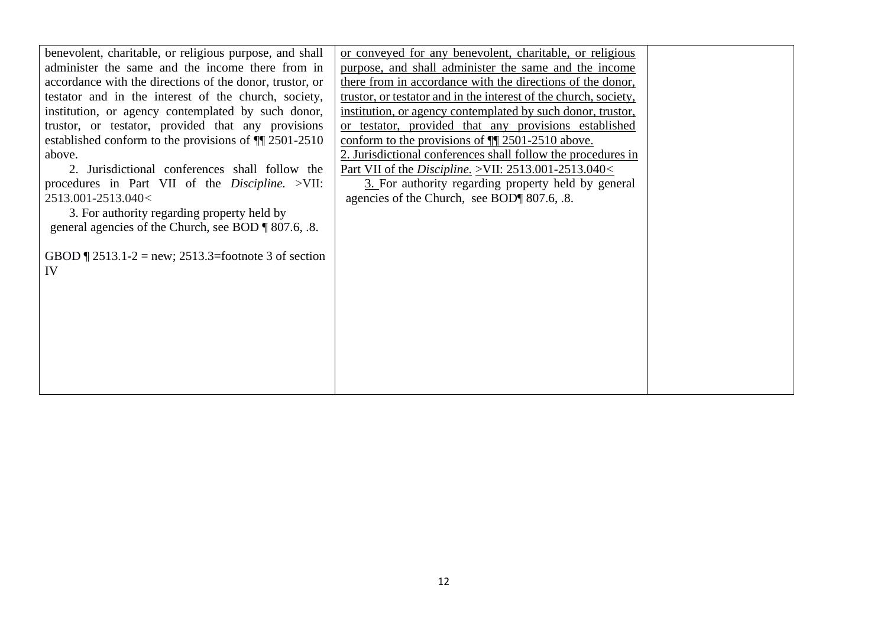| | | |
|---|---|---|
| benevolent, charitable, or religious purpose, and shall administer the same and the income there from in accordance with the directions of the donor, trustor, or testator and in the interest of the church, society, institution, or agency contemplated by such donor, trustor, or testator, provided that any provisions established conform to the provisions of ¶¶ 2501-2510 above.<br>2. Jurisdictional conferences shall follow the procedures in Part VII of the *Discipline.* >VII: 2513.001-2513.040<<br>3. For authority regarding property held by general agencies of the Church, see BOD ¶ 807.6, .8.<br><br>GBOD ¶ 2513.1-2 = new; 2513.3=footnote 3 of section IV | <u>or conveyed for any benevolent, charitable, or religious purpose, and shall administer the same and the income there from in accordance with the directions of the donor, trustor, or testator and in the interest of the church, society, institution, or agency contemplated by such donor, trustor, or testator, provided that any provisions established conform to the provisions of ¶¶ 2501-2510 above.</u><br><u>2. Jurisdictional conferences shall follow the procedures in Part VII of the *Discipline.* >VII: 2513.001-2513.040<</u><br><u>3.</u> For authority regarding property held by general agencies of the Church, see BOD¶ 807.6, .8. | |